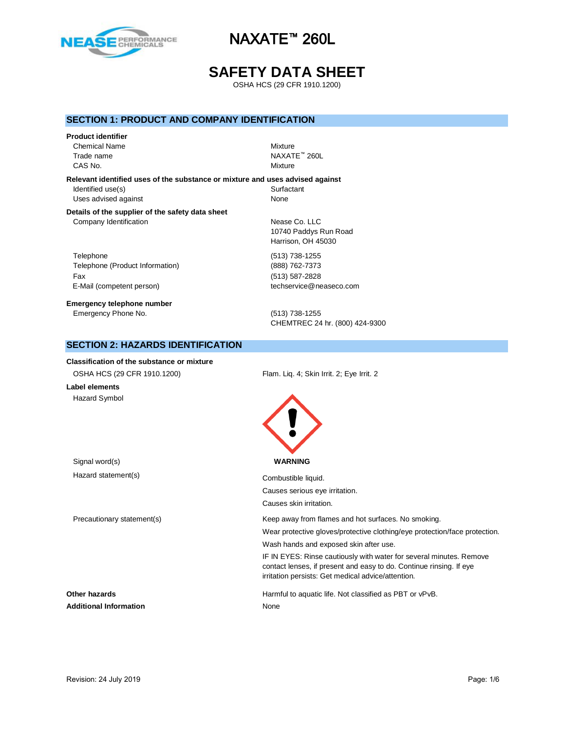# NAXATE™ 260L

# SAFETY DATA SHEET

OSHA HCS (29 CFR 1910.1200)

## SECTION 1: PRODUCT AND COMPANY IDENTIFICATION

**Product identifier**

| | |
|---|---|
| Chemical Name | Mixture |
| Trade name | NAXATE™ 260L |
| CAS No. | Mixture |

**Relevant identified uses of the substance or mixture and uses advised against**

| | |
|---|---|
| Identified use(s) | Surfactant |
| Uses advised against | None |

**Details of the supplier of the safety data sheet**

| | |
|---|---|
| Company Identification | Nease Co. LLC<br>10740 Paddys Run Road<br>Harrison, OH 45030 |
| Telephone | (513) 738-1255 |
| Telephone (Product Information) | (888) 762-7373 |
| Fax | (513) 587-2828 |
| E-Mail (competent person) | techservice@neaseco.com |

**Emergency telephone number**

| | |
|---|---|
| Emergency Phone No. | (513) 738-1255<br>CHEMTREC 24 hr. (800) 424-9300 |

## SECTION 2: HAZARDS IDENTIFICATION

**Classification of the substance or mixture**

| | |
|---|---|
| OSHA HCS (29 CFR 1910.1200) | Flam. Liq. 4; Skin Irrit. 2; Eye Irrit. 2 |

**Label elements**

Hazard Symbol

Signal word(s): **WARNING**

Hazard statement(s):

Combustible liquid.

Causes serious eye irritation.

Causes skin irritation.

Precautionary statement(s):

Keep away from flames and hot surfaces. No smoking.

Wear protective gloves/protective clothing/eye protection/face protection.

Wash hands and exposed skin after use.

IF IN EYES: Rinse cautiously with water for several minutes. Remove contact lenses, if present and easy to do. Continue rinsing. If eye irritation persists: Get medical advice/attention.

**Other hazards**: Harmful to aquatic life. Not classified as PBT or vPvB.

**Additional Information**: None

Revision: 24 July 2019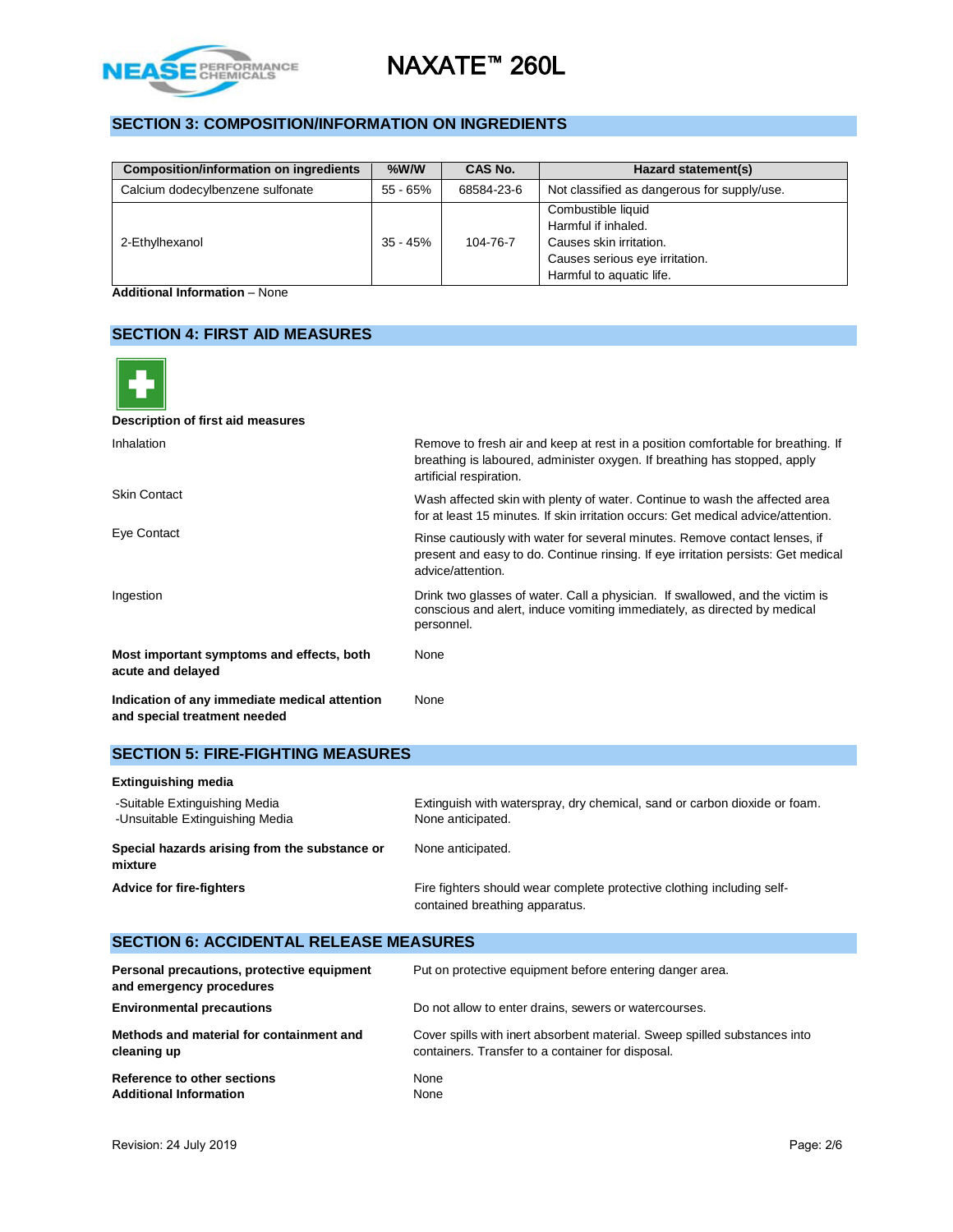## SECTION 3: COMPOSITION/INFORMATION ON INGREDIENTS

| Composition/information on ingredients | %W/W | CAS No. | Hazard statement(s) |
|---|---|---|---|
| Calcium dodecylbenzene sulfonate | 55 - 65% | 68584-23-6 | Not classified as dangerous for supply/use. |
| 2-Ethylhexanol | 35 - 45% | 104-76-7 | Combustible liquid<br>Harmful if inhaled.<br>Causes skin irritation.<br>Causes serious eye irritation.<br>Harmful to aquatic life. |

**Additional Information** – None

## SECTION 4: FIRST AID MEASURES

**Description of first aid measures**

Inhalation
Remove to fresh air and keep at rest in a position comfortable for breathing. If breathing is laboured, administer oxygen. If breathing has stopped, apply artificial respiration.

Skin Contact
Wash affected skin with plenty of water. Continue to wash the affected area for at least 15 minutes. If skin irritation occurs: Get medical advice/attention.

Eye Contact
Rinse cautiously with water for several minutes. Remove contact lenses, if present and easy to do. Continue rinsing. If eye irritation persists: Get medical advice/attention.

Ingestion
Drink two glasses of water. Call a physician. If swallowed, and the victim is conscious and alert, induce vomiting immediately, as directed by medical personnel.

**Most important symptoms and effects, both acute and delayed**
None

**Indication of any immediate medical attention and special treatment needed**
None

## SECTION 5: FIRE-FIGHTING MEASURES

**Extinguishing media**

-Suitable Extinguishing Media
Extinguish with waterspray, dry chemical, sand or carbon dioxide or foam.

-Unsuitable Extinguishing Media
None anticipated.

**Special hazards arising from the substance or mixture**
None anticipated.

**Advice for fire-fighters**
Fire fighters should wear complete protective clothing including self-contained breathing apparatus.

## SECTION 6: ACCIDENTAL RELEASE MEASURES

**Personal precautions, protective equipment and emergency procedures**
Put on protective equipment before entering danger area.

**Environmental precautions**
Do not allow to enter drains, sewers or watercourses.

**Methods and material for containment and cleaning up**
Cover spills with inert absorbent material. Sweep spilled substances into containers. Transfer to a container for disposal.

**Reference to other sections**
None

**Additional Information**
None

Revision: 24 July 2019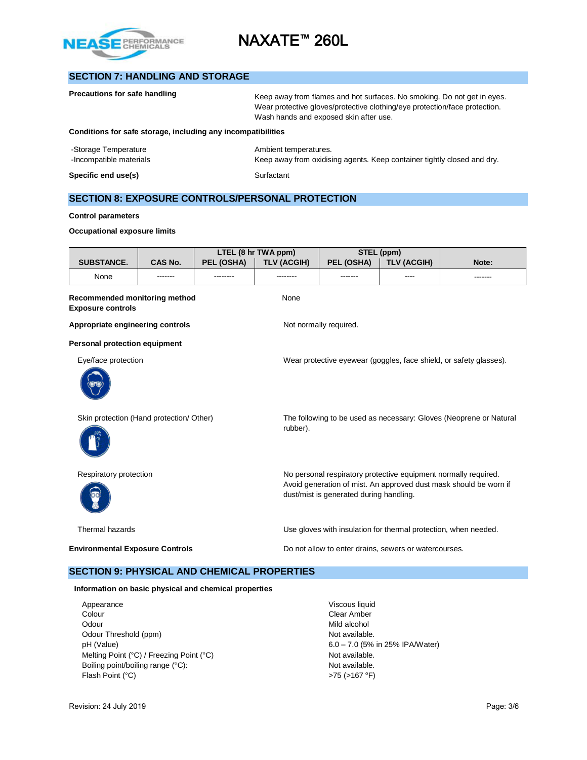## SECTION 7: HANDLING AND STORAGE

**Precautions for safe handling**

Keep away from flames and hot surfaces. No smoking. Do not get in eyes. Wear protective gloves/protective clothing/eye protection/face protection. Wash hands and exposed skin after use.

**Conditions for safe storage, including any incompatibilities**

-Storage Temperature: Ambient temperatures.

-Incompatible materials: Keep away from oxidising agents. Keep container tightly closed and dry.

**Specific end use(s)**: Surfactant

## SECTION 8: EXPOSURE CONTROLS/PERSONAL PROTECTION

**Control parameters**

**Occupational exposure limits**

| SUBSTANCE. | CAS No. | LTEL (8 hr TWA ppm) | | STEL (ppm) | | Note: |
|---|---|---|---|---|---|---|
| | | PEL (OSHA) | TLV (ACGIH) | PEL (OSHA) | TLV (ACGIH) | |
| None | ------- | -------- | -------- | ------- | ---- | ------- |

**Recommended monitoring method**: None

**Exposure controls**

**Appropriate engineering controls**: Not normally required.

**Personal protection equipment**

Eye/face protection: Wear protective eyewear (goggles, face shield, or safety glasses).

Skin protection (Hand protection/ Other): The following to be used as necessary: Gloves (Neoprene or Natural rubber).

Respiratory protection: No personal respiratory protective equipment normally required. Avoid generation of mist. An approved dust mask should be worn if dust/mist is generated during handling.

Thermal hazards: Use gloves with insulation for thermal protection, when needed.

**Environmental Exposure Controls**: Do not allow to enter drains, sewers or watercourses.

## SECTION 9: PHYSICAL AND CHEMICAL PROPERTIES

**Information on basic physical and chemical properties**

| | |
|---|---|
| Appearance | Viscous liquid |
| Colour | Clear Amber |
| Odour | Mild alcohol |
| Odour Threshold (ppm) | Not available. |
| pH (Value) | 6.0 – 7.0 (5% in 25% IPA/Water) |
| Melting Point (°C) / Freezing Point (°C) | Not available. |
| Boiling point/boiling range (°C): | Not available. |
| Flash Point (°C) | >75 (>167 °F) |

Revision: 24 July 2019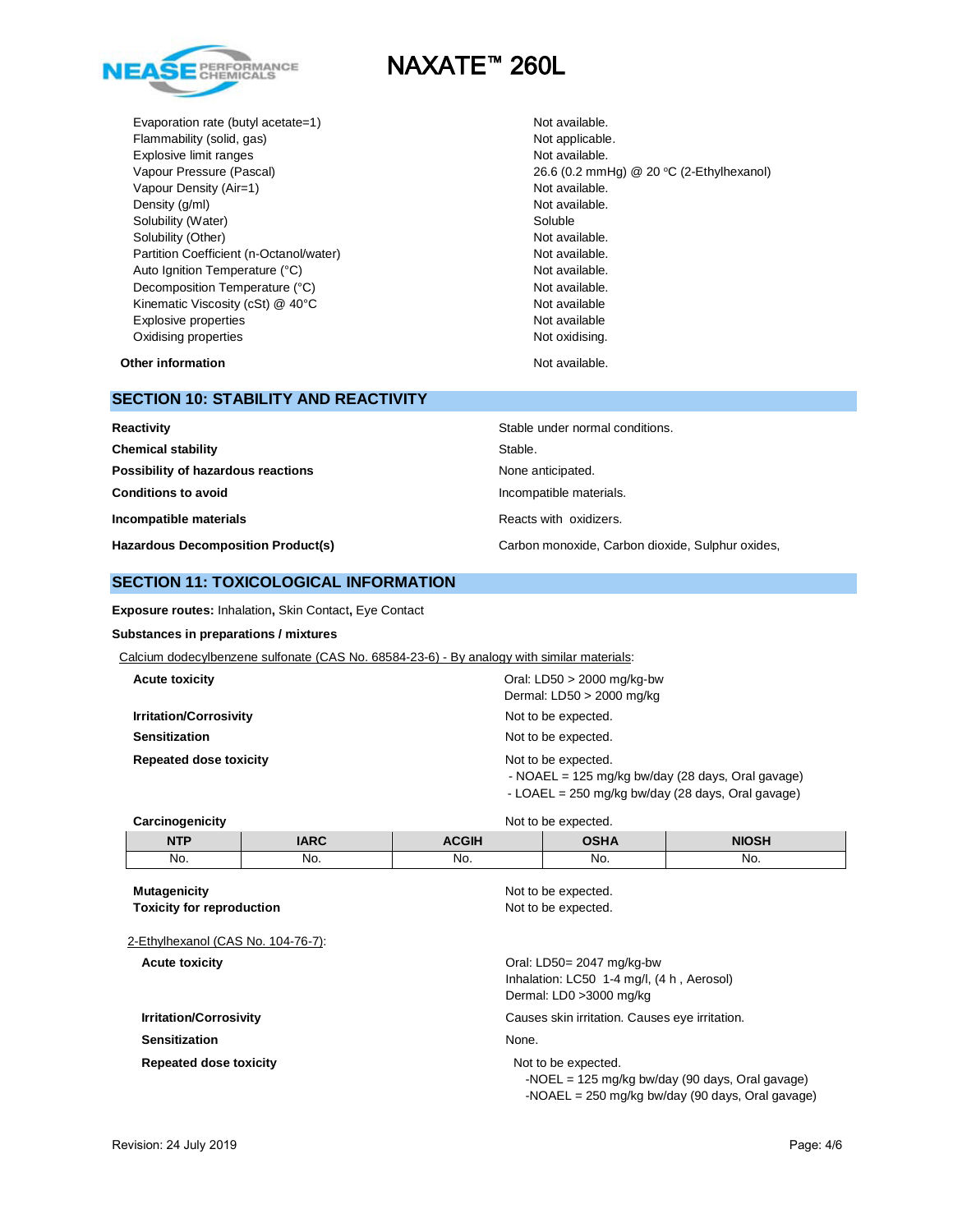| | |
|---|---|
| Evaporation rate (butyl acetate=1) | Not available. |
| Flammability (solid, gas) | Not applicable. |
| Explosive limit ranges | Not available. |
| Vapour Pressure (Pascal) | 26.6 (0.2 mmHg) @ 20 °C (2-Ethylhexanol) |
| Vapour Density (Air=1) | Not available. |
| Density (g/ml) | Not available. |
| Solubility (Water) | Soluble |
| Solubility (Other) | Not available. |
| Partition Coefficient (n-Octanol/water) | Not available. |
| Auto Ignition Temperature (°C) | Not available. |
| Decomposition Temperature (°C) | Not available. |
| Kinematic Viscosity (cSt) @ 40°C | Not available |
| Explosive properties | Not available |
| Oxidising properties | Not oxidising. |

**Other information** Not available.

## SECTION 10: STABILITY AND REACTIVITY

| | |
|---|---|
| **Reactivity** | Stable under normal conditions. |
| **Chemical stability** | Stable. |
| **Possibility of hazardous reactions** | None anticipated. |
| **Conditions to avoid** | Incompatible materials. |
| **Incompatible materials** | Reacts with oxidizers. |
| **Hazardous Decomposition Product(s)** | Carbon monoxide, Carbon dioxide, Sulphur oxides, |

## SECTION 11: TOXICOLOGICAL INFORMATION

**Exposure routes:** Inhalation**,** Skin Contact**,** Eye Contact

**Substances in preparations / mixtures**

Calcium dodecylbenzene sulfonate (CAS No. 68584-23-6) - By analogy with similar materials:

**Acute toxicity**
Oral: LD50 > 2000 mg/kg-bw
Dermal: LD50 > 2000 mg/kg

**Irritation/Corrosivity** Not to be expected.

**Sensitization** Not to be expected.

**Repeated dose toxicity** Not to be expected.
- NOAEL = 125 mg/kg bw/day (28 days, Oral gavage)
- LOAEL = 250 mg/kg bw/day (28 days, Oral gavage)

**Carcinogenicity** Not to be expected.

| NTP | IARC | ACGIH | OSHA | NIOSH |
|---|---|---|---|---|
| No. | No. | No. | No. | No. |

**Mutagenicity** Not to be expected.
**Toxicity for reproduction** Not to be expected.

2-Ethylhexanol (CAS No. 104-76-7):

**Acute toxicity**
Oral: LD50= 2047 mg/kg-bw
Inhalation: LC50 1-4 mg/l, (4 h , Aerosol)
Dermal: LD0 >3000 mg/kg

**Irritation/Corrosivity** Causes skin irritation. Causes eye irritation.

**Sensitization** None.

**Repeated dose toxicity** Not to be expected.
-NOEL = 125 mg/kg bw/day (90 days, Oral gavage)
-NOAEL = 250 mg/kg bw/day (90 days, Oral gavage)

Revision: 24 July 2019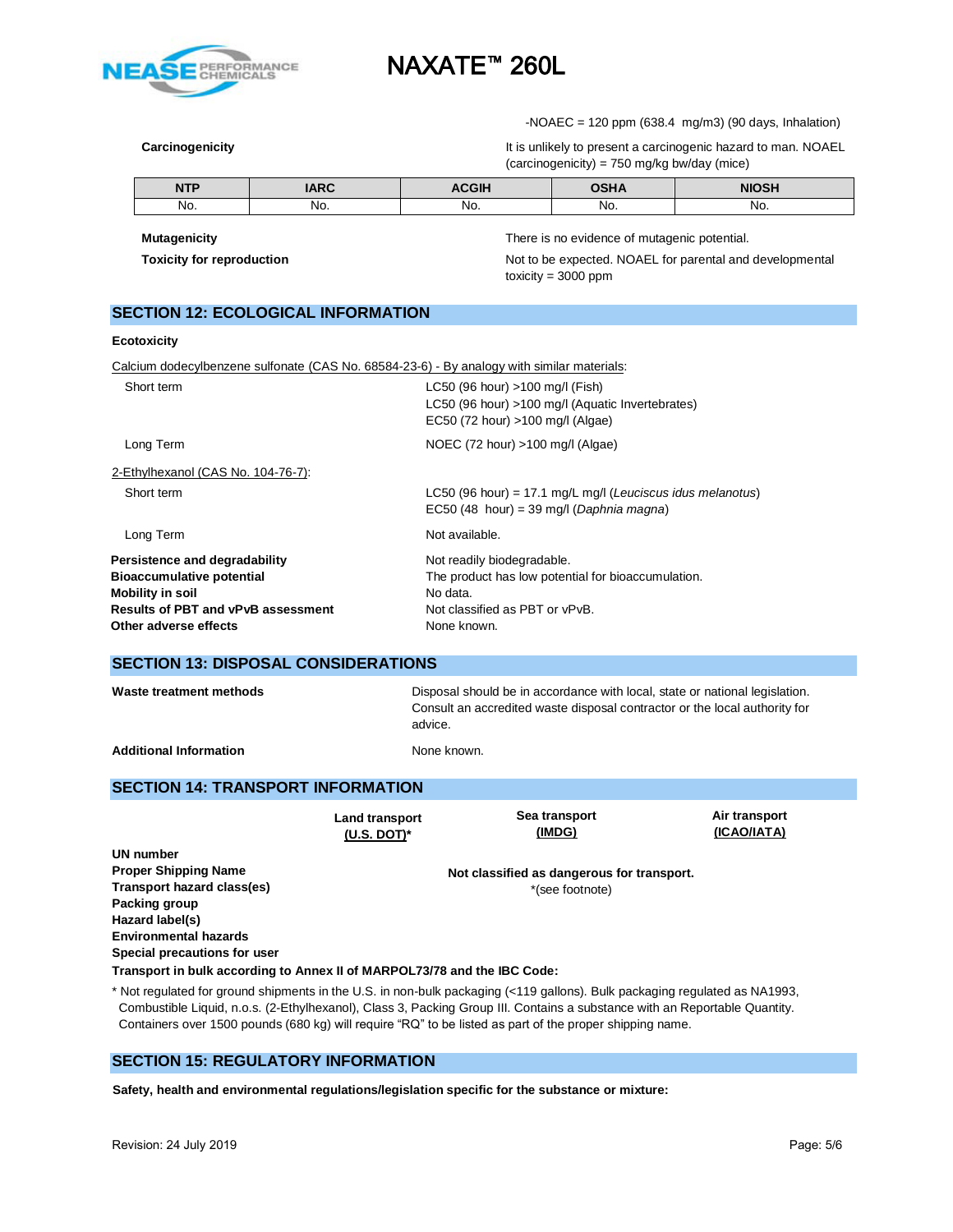-NOAEC = 120 ppm (638.4 mg/m3) (90 days, Inhalation)

**Carcinogenicity**

It is unlikely to present a carcinogenic hazard to man. NOAEL (carcinogenicity) = 750 mg/kg bw/day (mice)

| NTP | IARC | ACGIH | OSHA | NIOSH |
|---|---|---|---|---|
| No. | No. | No. | No. | No. |

**Mutagenicity**

There is no evidence of mutagenic potential.

**Toxicity for reproduction**

Not to be expected. NOAEL for parental and developmental toxicity = 3000 ppm

## SECTION 12: ECOLOGICAL INFORMATION

**Ecotoxicity**

Calcium dodecylbenzene sulfonate (CAS No. 68584-23-6) - By analogy with similar materials:

Short term

LC50 (96 hour) >100 mg/l (Fish)
LC50 (96 hour) >100 mg/l (Aquatic Invertebrates)
EC50 (72 hour) >100 mg/l (Algae)

Long Term

NOEC (72 hour) >100 mg/l (Algae)

2-Ethylhexanol (CAS No. 104-76-7):

Short term

LC50 (96 hour) = 17.1 mg/L mg/l (*Leuciscus idus melanotus*)
EC50 (48 hour) = 39 mg/l (*Daphnia magna*)

Long Term

Not available.

**Persistence and degradability** — Not readily biodegradable.
**Bioaccumulative potential** — The product has low potential for bioaccumulation.
**Mobility in soil** — No data.
**Results of PBT and vPvB assessment** — Not classified as PBT or vPvB.
**Other adverse effects** — None known.

## SECTION 13: DISPOSAL CONSIDERATIONS

**Waste treatment methods**

Disposal should be in accordance with local, state or national legislation. Consult an accredited waste disposal contractor or the local authority for advice.

**Additional Information**

None known.

## SECTION 14: TRANSPORT INFORMATION

| | Land transport (U.S. DOT)* | Sea transport (IMDG) | Air transport (ICAO/IATA) |
|---|---|---|---|
| **UN number** | | | |
| **Proper Shipping Name** | | Not classified as dangerous for transport. *(see footnote) | |
| **Transport hazard class(es)** | | | |
| **Packing group** | | | |
| **Hazard label(s)** | | | |
| **Environmental hazards** | | | |
| **Special precautions for user** | | | |

**Transport in bulk according to Annex II of MARPOL73/78 and the IBC Code:**

* Not regulated for ground shipments in the U.S. in non-bulk packaging (<119 gallons). Bulk packaging regulated as NA1993, Combustible Liquid, n.o.s. (2-Ethylhexanol), Class 3, Packing Group III. Contains a substance with an Reportable Quantity. Containers over 1500 pounds (680 kg) will require "RQ" to be listed as part of the proper shipping name.

## SECTION 15: REGULATORY INFORMATION

**Safety, health and environmental regulations/legislation specific for the substance or mixture:**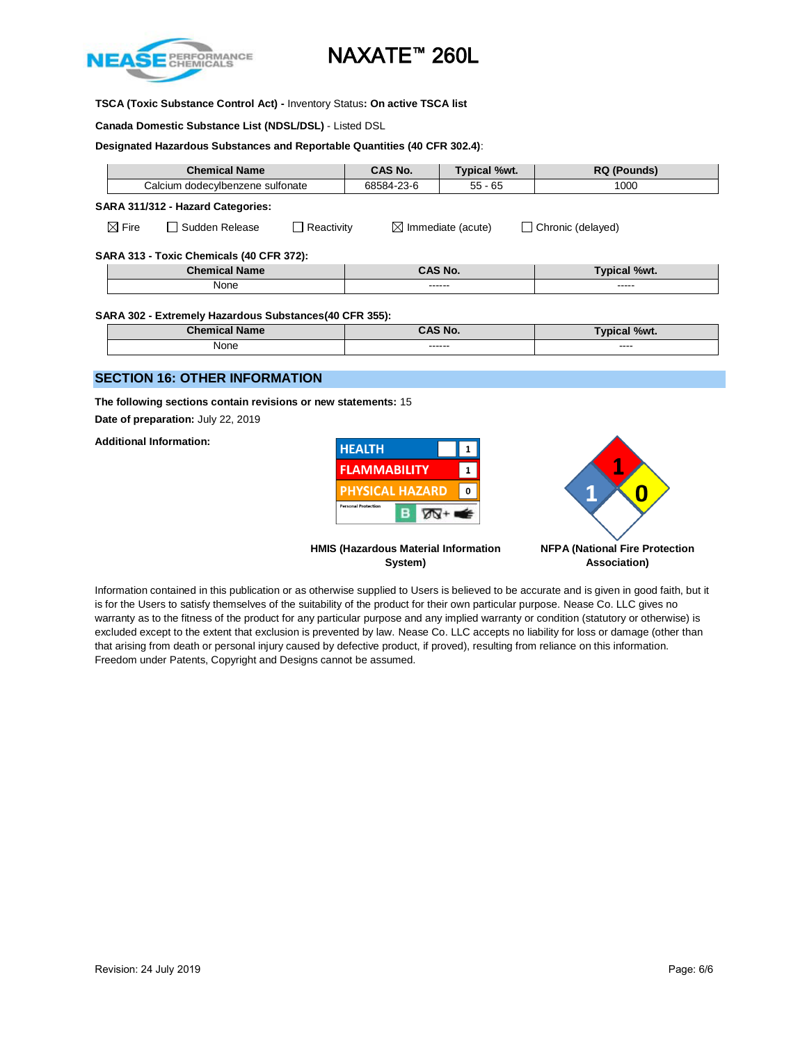**TSCA (Toxic Substance Control Act) -** Inventory Status**: On active TSCA list**

**Canada Domestic Substance List (NDSL/DSL)** - Listed DSL

**Designated Hazardous Substances and Reportable Quantities (40 CFR 302.4)**:

| Chemical Name | CAS No. | Typical %wt. | RQ (Pounds) |
|---|---|---|---|
| Calcium dodecylbenzene sulfonate | 68584-23-6 | 55 - 65 | 1000 |

**SARA 311/312 - Hazard Categories:**

☒ Fire ☐ Sudden Release ☐ Reactivity ☒ Immediate (acute) ☐ Chronic (delayed)

**SARA 313 - Toxic Chemicals (40 CFR 372):**

| Chemical Name | CAS No. | Typical %wt. |
|---|---|---|
| None | ------ | ----- |

**SARA 302 - Extremely Hazardous Substances(40 CFR 355):**

| Chemical Name | CAS No. | Typical %wt. |
|---|---|---|
| None | ------ | ---- |

## SECTION 16: OTHER INFORMATION

**The following sections contain revisions or new statements:** 15

**Date of preparation:** July 22, 2019

**Additional Information:**

HEALTH 1
FLAMMABILITY 1
PHYSICAL HAZARD 0
Personal Protection B

**HMIS (Hazardous Material Information System)**

1
1 0

**NFPA (National Fire Protection Association)**

Information contained in this publication or as otherwise supplied to Users is believed to be accurate and is given in good faith, but it is for the Users to satisfy themselves of the suitability of the product for their own particular purpose. Nease Co. LLC gives no warranty as to the fitness of the product for any particular purpose and any implied warranty or condition (statutory or otherwise) is excluded except to the extent that exclusion is prevented by law. Nease Co. LLC accepts no liability for loss or damage (other than that arising from death or personal injury caused by defective product, if proved), resulting from reliance on this information. Freedom under Patents, Copyright and Designs cannot be assumed.

Revision: 24 July 2019